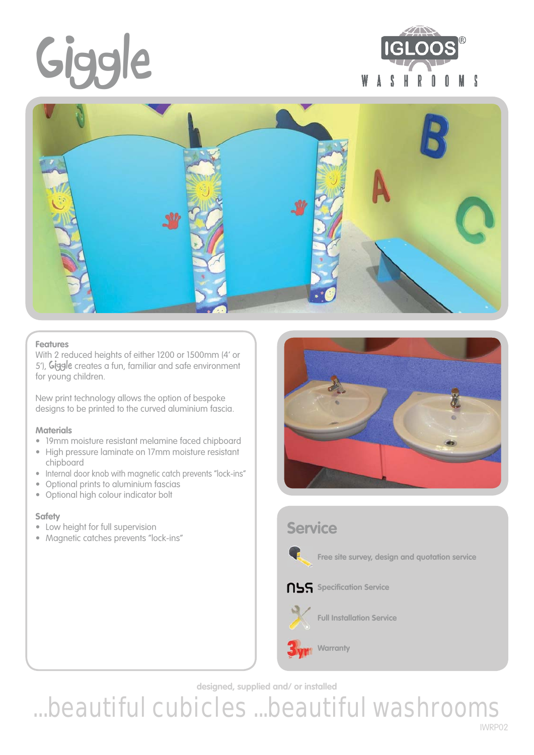# Giggle

IGLOOS® WASHROOMS

### Features

With 2 reduced heights of either 1200 or 1500mm (4' or 5'), Giggle creates a fun, familiar and safe environment for young children.

New print technology allows the option of bespoke designs to be printed to the curved aluminium fascia.

### Materials

- 19mm moisture resistant melamine faced chipboard
- High pressure laminate on 17mm moisture resistant chipboard
- Internal door knob with magnetic catch prevents "lock-ins"
- Optional prints to aluminium fascias
- Optional high colour indicator bolt

### Safety

- Low height for full supervision
- Magnetic catches prevents "lock-ins"

## Service

- Free site survey, design and quotation service
- NBS Specification Service
- Full Installation Service
- 3yr Warranty

designed, supplied and/ or installed

...beautiful cubicles ...beautiful washrooms

IWRP02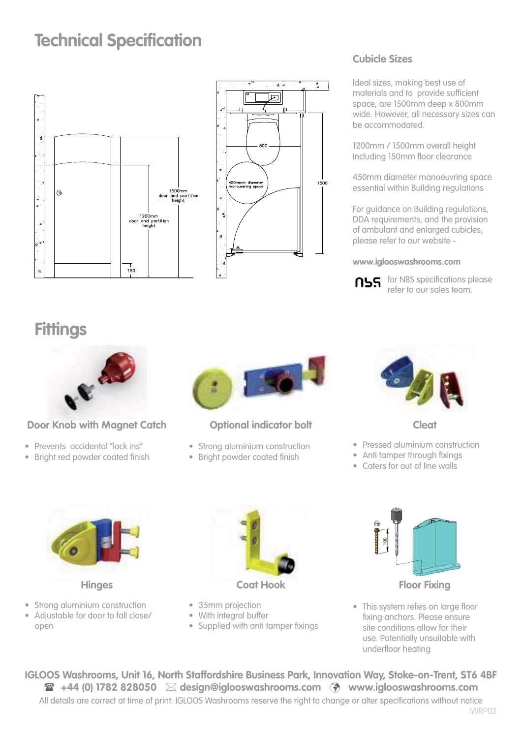# Technical Specification

1500mm
door and partition
height

1200mm
door and partition
height

150

800

450mm diameter manouvering space

1500

### Cubicle Sizes

Ideal sizes, making best use of materials and to provide sufficient space, are 1500mm deep x 800mm wide. However, all necessary sizes can be accommodated.

1200mm / 1500mm overall height including 150mm floor clearance

450mm diameter manoeuvring space essential within Building regulations

For guidance on Building regulations, DDA requirements, and the provision of ambulant and enlarged cubicles, please refer to our website -

**www.iglooswashrooms.com**

for NBS specifications please refer to our sales team.

# Fittings

### Door Knob with Magnet Catch

- Prevents accidental "lock ins"
- Bright red powder coated finish

### Optional indicator bolt

- Strong aluminium construction
- Bright powder coated finish

### Cleat

- Pressed aluminium construction
- Anti tamper through fixings
- Caters for out of line walls

### Hinges

- Strong aluminium construction
- Adjustable for door to fall close/ open

### Coat Hook

- 35mm projection
- With integral buffer
- Supplied with anti tamper fixings

### Floor Fixing

100

- This system relies on large floor fixing anchors. Please ensure site conditions allow for their use. Potentially unsuitable with underfloor heating

**IGLOOS Washrooms, Unit 16, North Staffordshire Business Park, Innovation Way, Stoke-on-Trent, ST6 4BF**
**+44 (0) 1782 828050  design@iglooswashrooms.com  www.iglooswashrooms.com**

All details are correct at time of print. IGLOOS Washrooms reserve the right to change or alter specifications without notice

IWRP02